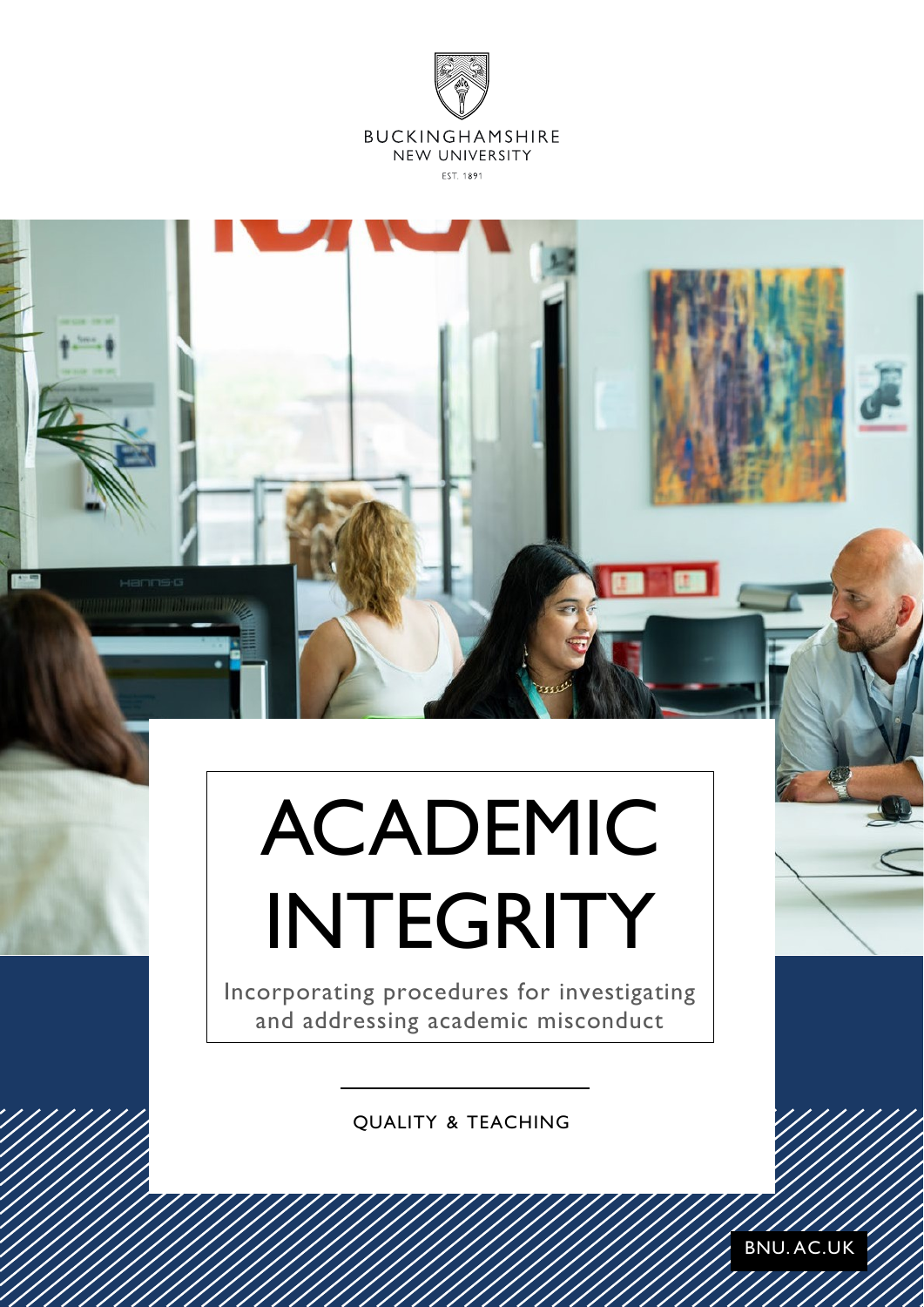BUCKINGHAMSHIRE
NEW UNIVERSITY
EST. 1891

# ACADEMIC INTEGRITY

Incorporating procedures for investigating and addressing academic misconduct

QUALITY & TEACHING

BNU.AC.UK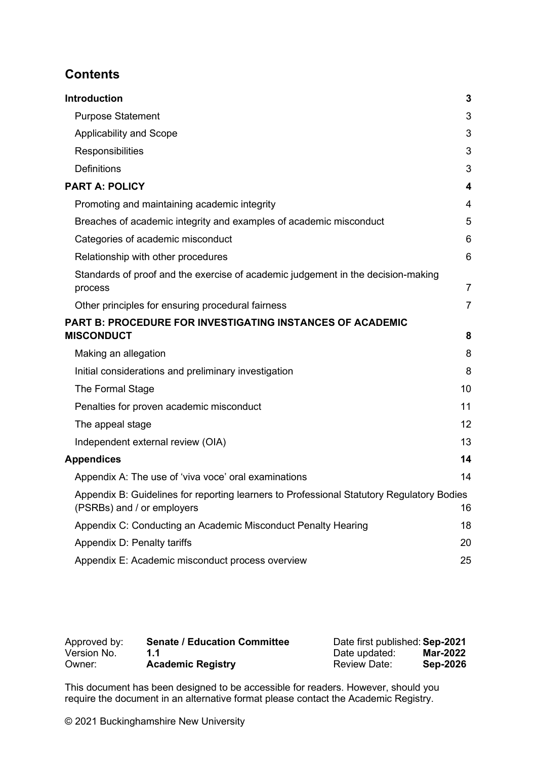## Contents

| | |
|---|---|
| **Introduction** | **3** |
| Purpose Statement | 3 |
| Applicability and Scope | 3 |
| Responsibilities | 3 |
| Definitions | 3 |
| **PART A: POLICY** | **4** |
| Promoting and maintaining academic integrity | 4 |
| Breaches of academic integrity and examples of academic misconduct | 5 |
| Categories of academic misconduct | 6 |
| Relationship with other procedures | 6 |
| Standards of proof and the exercise of academic judgement in the decision-making process | 7 |
| Other principles for ensuring procedural fairness | 7 |
| **PART B: PROCEDURE FOR INVESTIGATING INSTANCES OF ACADEMIC MISCONDUCT** | **8** |
| Making an allegation | 8 |
| Initial considerations and preliminary investigation | 8 |
| The Formal Stage | 10 |
| Penalties for proven academic misconduct | 11 |
| The appeal stage | 12 |
| Independent external review (OIA) | 13 |
| **Appendices** | **14** |
| Appendix A: The use of 'viva voce' oral examinations | 14 |
| Appendix B: Guidelines for reporting learners to Professional Statutory Regulatory Bodies (PSRBs) and / or employers | 16 |
| Appendix C: Conducting an Academic Misconduct Penalty Hearing | 18 |
| Appendix D: Penalty tariffs | 20 |
| Appendix E: Academic misconduct process overview | 25 |

| | | | |
|---|---|---|---|
| Approved by: | **Senate / Education Committee** | Date first published: | **Sep-2021** |
| Version No. | **1.1** | Date updated: | **Mar-2022** |
| Owner: | **Academic Registry** | Review Date: | **Sep-2026** |

This document has been designed to be accessible for readers. However, should you require the document in an alternative format please contact the Academic Registry.

© 2021 Buckinghamshire New University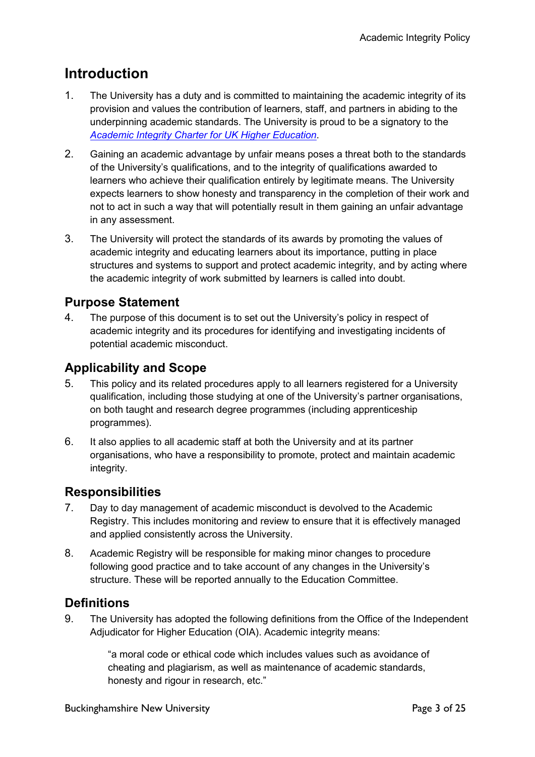# Introduction

1. The University has a duty and is committed to maintaining the academic integrity of its provision and values the contribution of learners, staff, and partners in abiding to the underpinning academic standards. The University is proud to be a signatory to the *Academic Integrity Charter for UK Higher Education*.

2. Gaining an academic advantage by unfair means poses a threat both to the standards of the University's qualifications, and to the integrity of qualifications awarded to learners who achieve their qualification entirely by legitimate means. The University expects learners to show honesty and transparency in the completion of their work and not to act in such a way that will potentially result in them gaining an unfair advantage in any assessment.

3. The University will protect the standards of its awards by promoting the values of academic integrity and educating learners about its importance, putting in place structures and systems to support and protect academic integrity, and by acting where the academic integrity of work submitted by learners is called into doubt.

## Purpose Statement

4. The purpose of this document is to set out the University's policy in respect of academic integrity and its procedures for identifying and investigating incidents of potential academic misconduct.

## Applicability and Scope

5. This policy and its related procedures apply to all learners registered for a University qualification, including those studying at one of the University's partner organisations, on both taught and research degree programmes (including apprenticeship programmes).

6. It also applies to all academic staff at both the University and at its partner organisations, who have a responsibility to promote, protect and maintain academic integrity.

## Responsibilities

7. Day to day management of academic misconduct is devolved to the Academic Registry. This includes monitoring and review to ensure that it is effectively managed and applied consistently across the University.

8. Academic Registry will be responsible for making minor changes to procedure following good practice and to take account of any changes in the University's structure. These will be reported annually to the Education Committee.

## Definitions

9. The University has adopted the following definitions from the Office of the Independent Adjudicator for Higher Education (OIA). Academic integrity means:

   > "a moral code or ethical code which includes values such as avoidance of cheating and plagiarism, as well as maintenance of academic standards, honesty and rigour in research, etc."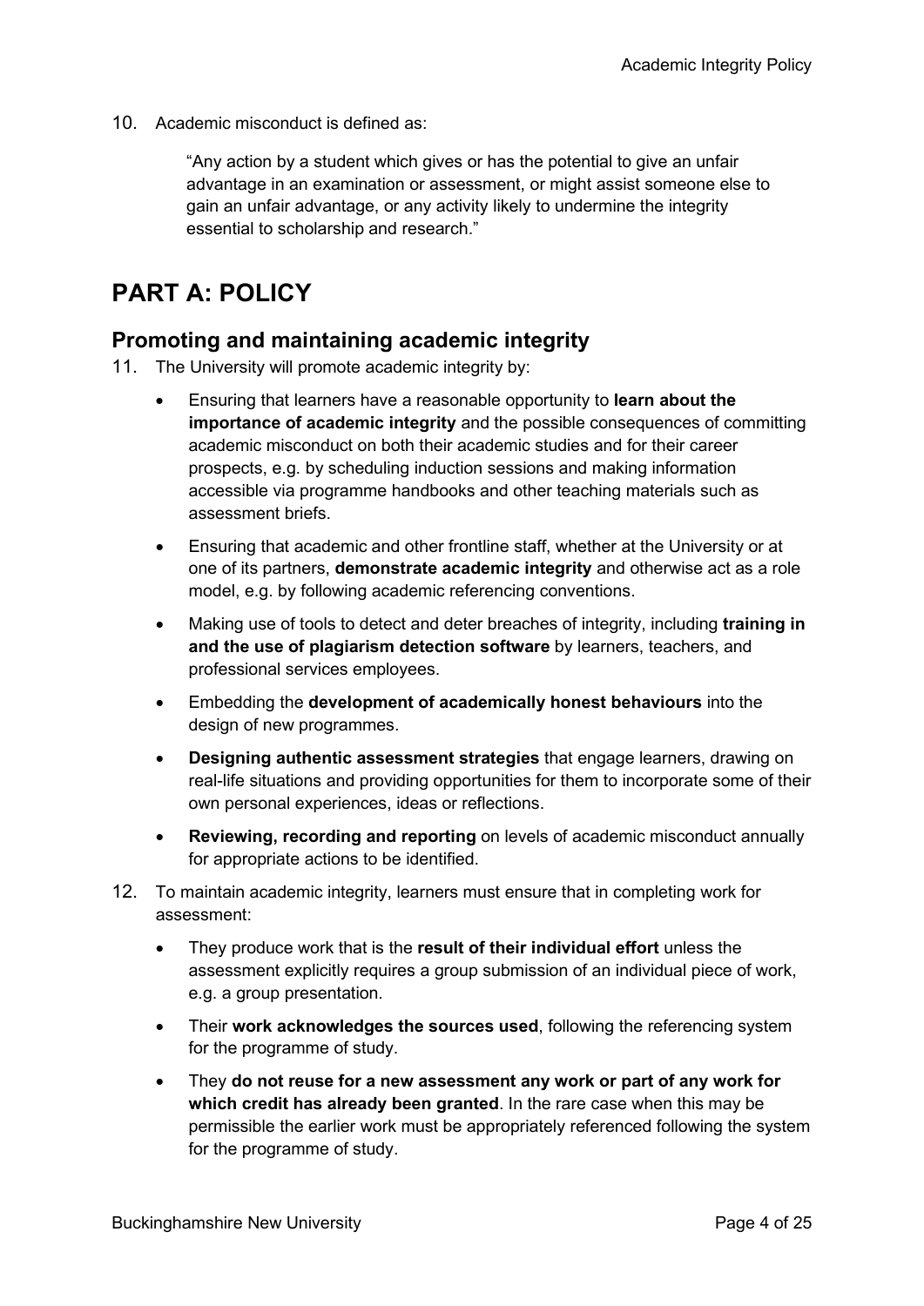10. Academic misconduct is defined as:

   "Any action by a student which gives or has the potential to give an unfair advantage in an examination or assessment, or might assist someone else to gain an unfair advantage, or any activity likely to undermine the integrity essential to scholarship and research."

# PART A: POLICY

## Promoting and maintaining academic integrity

11. The University will promote academic integrity by:

    - Ensuring that learners have a reasonable opportunity to **learn about the importance of academic integrity** and the possible consequences of committing academic misconduct on both their academic studies and for their career prospects, e.g. by scheduling induction sessions and making information accessible via programme handbooks and other teaching materials such as assessment briefs.
    - Ensuring that academic and other frontline staff, whether at the University or at one of its partners, **demonstrate academic integrity** and otherwise act as a role model, e.g. by following academic referencing conventions.
    - Making use of tools to detect and deter breaches of integrity, including **training in and the use of plagiarism detection software** by learners, teachers, and professional services employees.
    - Embedding the **development of academically honest behaviours** into the design of new programmes.
    - **Designing authentic assessment strategies** that engage learners, drawing on real-life situations and providing opportunities for them to incorporate some of their own personal experiences, ideas or reflections.
    - **Reviewing, recording and reporting** on levels of academic misconduct annually for appropriate actions to be identified.

12. To maintain academic integrity, learners must ensure that in completing work for assessment:

    - They produce work that is the **result of their individual effort** unless the assessment explicitly requires a group submission of an individual piece of work, e.g. a group presentation.
    - Their **work acknowledges the sources used**, following the referencing system for the programme of study.
    - They **do not reuse for a new assessment any work or part of any work for which credit has already been granted**. In the rare case when this may be permissible the earlier work must be appropriately referenced following the system for the programme of study.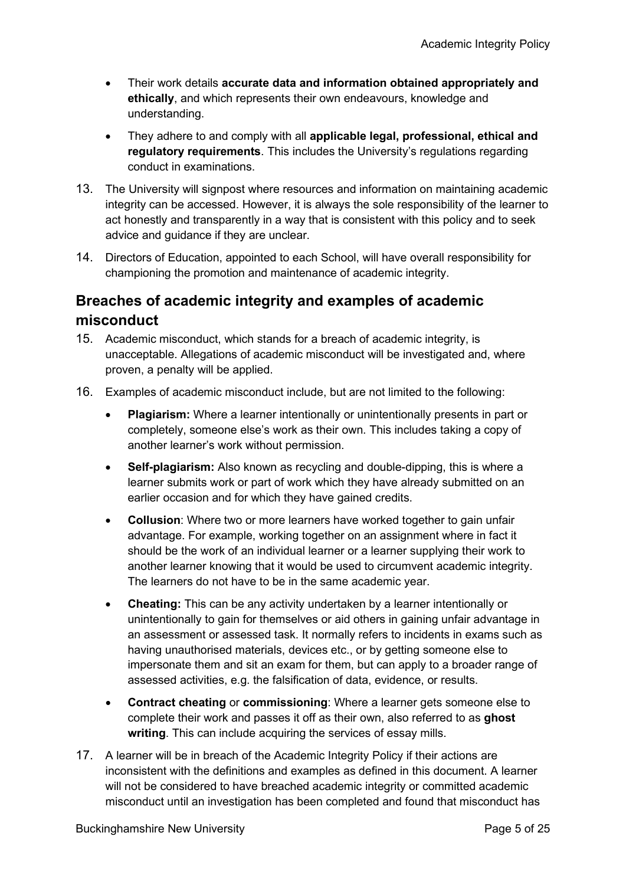- Their work details **accurate data and information obtained appropriately and ethically**, and which represents their own endeavours, knowledge and understanding.
- They adhere to and comply with all **applicable legal, professional, ethical and regulatory requirements**. This includes the University's regulations regarding conduct in examinations.

13. The University will signpost where resources and information on maintaining academic integrity can be accessed. However, it is always the sole responsibility of the learner to act honestly and transparently in a way that is consistent with this policy and to seek advice and guidance if they are unclear.
14. Directors of Education, appointed to each School, will have overall responsibility for championing the promotion and maintenance of academic integrity.

## Breaches of academic integrity and examples of academic misconduct

15. Academic misconduct, which stands for a breach of academic integrity, is unacceptable. Allegations of academic misconduct will be investigated and, where proven, a penalty will be applied.
16. Examples of academic misconduct include, but are not limited to the following:
    - **Plagiarism:** Where a learner intentionally or unintentionally presents in part or completely, someone else's work as their own. This includes taking a copy of another learner's work without permission.
    - **Self-plagiarism:** Also known as recycling and double-dipping, this is where a learner submits work or part of work which they have already submitted on an earlier occasion and for which they have gained credits.
    - **Collusion**: Where two or more learners have worked together to gain unfair advantage. For example, working together on an assignment where in fact it should be the work of an individual learner or a learner supplying their work to another learner knowing that it would be used to circumvent academic integrity. The learners do not have to be in the same academic year.
    - **Cheating:** This can be any activity undertaken by a learner intentionally or unintentionally to gain for themselves or aid others in gaining unfair advantage in an assessment or assessed task. It normally refers to incidents in exams such as having unauthorised materials, devices etc., or by getting someone else to impersonate them and sit an exam for them, but can apply to a broader range of assessed activities, e.g. the falsification of data, evidence, or results.
    - **Contract cheating** or **commissioning**: Where a learner gets someone else to complete their work and passes it off as their own, also referred to as **ghost writing**. This can include acquiring the services of essay mills.
17. A learner will be in breach of the Academic Integrity Policy if their actions are inconsistent with the definitions and examples as defined in this document. A learner will not be considered to have breached academic integrity or committed academic misconduct until an investigation has been completed and found that misconduct has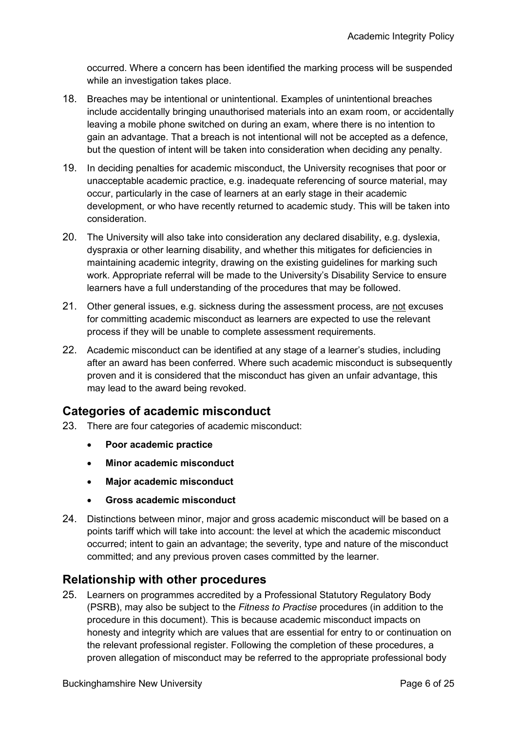occurred. Where a concern has been identified the marking process will be suspended while an investigation takes place.

18. Breaches may be intentional or unintentional. Examples of unintentional breaches include accidentally bringing unauthorised materials into an exam room, or accidentally leaving a mobile phone switched on during an exam, where there is no intention to gain an advantage. That a breach is not intentional will not be accepted as a defence, but the question of intent will be taken into consideration when deciding any penalty.

19. In deciding penalties for academic misconduct, the University recognises that poor or unacceptable academic practice, e.g. inadequate referencing of source material, may occur, particularly in the case of learners at an early stage in their academic development, or who have recently returned to academic study. This will be taken into consideration.

20. The University will also take into consideration any declared disability, e.g. dyslexia, dyspraxia or other learning disability, and whether this mitigates for deficiencies in maintaining academic integrity, drawing on the existing guidelines for marking such work. Appropriate referral will be made to the University's Disability Service to ensure learners have a full understanding of the procedures that may be followed.

21. Other general issues, e.g. sickness during the assessment process, are <u>not</u> excuses for committing academic misconduct as learners are expected to use the relevant process if they will be unable to complete assessment requirements.

22. Academic misconduct can be identified at any stage of a learner's studies, including after an award has been conferred. Where such academic misconduct is subsequently proven and it is considered that the misconduct has given an unfair advantage, this may lead to the award being revoked.

## Categories of academic misconduct

23. There are four categories of academic misconduct:

    - **Poor academic practice**
    - **Minor academic misconduct**
    - **Major academic misconduct**
    - **Gross academic misconduct**

24. Distinctions between minor, major and gross academic misconduct will be based on a points tariff which will take into account: the level at which the academic misconduct occurred; intent to gain an advantage; the severity, type and nature of the misconduct committed; and any previous proven cases committed by the learner.

## Relationship with other procedures

25. Learners on programmes accredited by a Professional Statutory Regulatory Body (PSRB), may also be subject to the *Fitness to Practise* procedures (in addition to the procedure in this document). This is because academic misconduct impacts on honesty and integrity which are values that are essential for entry to or continuation on the relevant professional register. Following the completion of these procedures, a proven allegation of misconduct may be referred to the appropriate professional body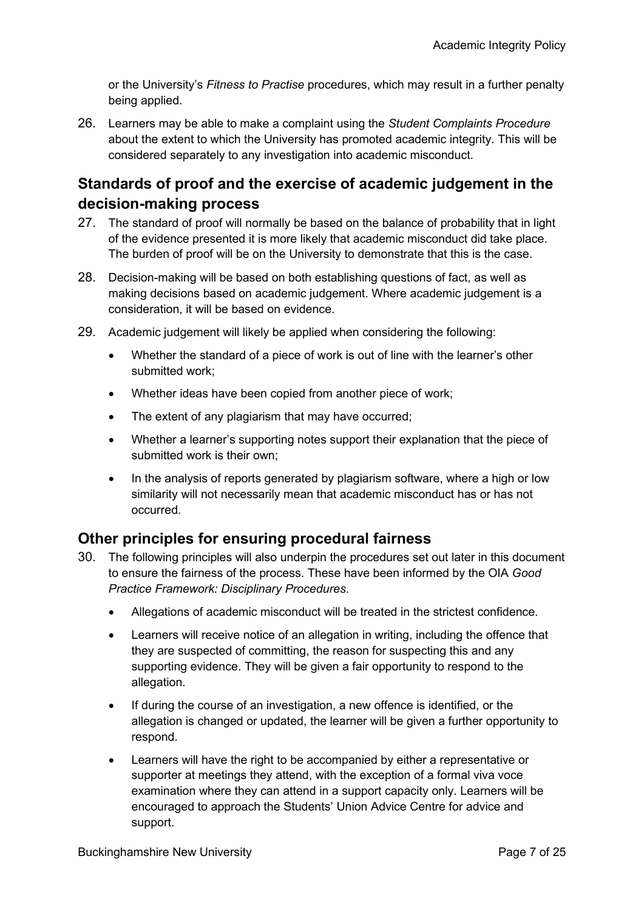or the University's *Fitness to Practise* procedures, which may result in a further penalty being applied.

26. Learners may be able to make a complaint using the *Student Complaints Procedure* about the extent to which the University has promoted academic integrity. This will be considered separately to any investigation into academic misconduct.

## Standards of proof and the exercise of academic judgement in the decision-making process

27. The standard of proof will normally be based on the balance of probability that in light of the evidence presented it is more likely that academic misconduct did take place. The burden of proof will be on the University to demonstrate that this is the case.

28. Decision-making will be based on both establishing questions of fact, as well as making decisions based on academic judgement. Where academic judgement is a consideration, it will be based on evidence.

29. Academic judgement will likely be applied when considering the following:

    - Whether the standard of a piece of work is out of line with the learner's other submitted work;
    - Whether ideas have been copied from another piece of work;
    - The extent of any plagiarism that may have occurred;
    - Whether a learner's supporting notes support their explanation that the piece of submitted work is their own;
    - In the analysis of reports generated by plagiarism software, where a high or low similarity will not necessarily mean that academic misconduct has or has not occurred.

## Other principles for ensuring procedural fairness

30. The following principles will also underpin the procedures set out later in this document to ensure the fairness of the process. These have been informed by the OIA *Good Practice Framework: Disciplinary Procedures*.

    - Allegations of academic misconduct will be treated in the strictest confidence.
    - Learners will receive notice of an allegation in writing, including the offence that they are suspected of committing, the reason for suspecting this and any supporting evidence. They will be given a fair opportunity to respond to the allegation.
    - If during the course of an investigation, a new offence is identified, or the allegation is changed or updated, the learner will be given a further opportunity to respond.
    - Learners will have the right to be accompanied by either a representative or supporter at meetings they attend, with the exception of a formal viva voce examination where they can attend in a support capacity only. Learners will be encouraged to approach the Students' Union Advice Centre for advice and support.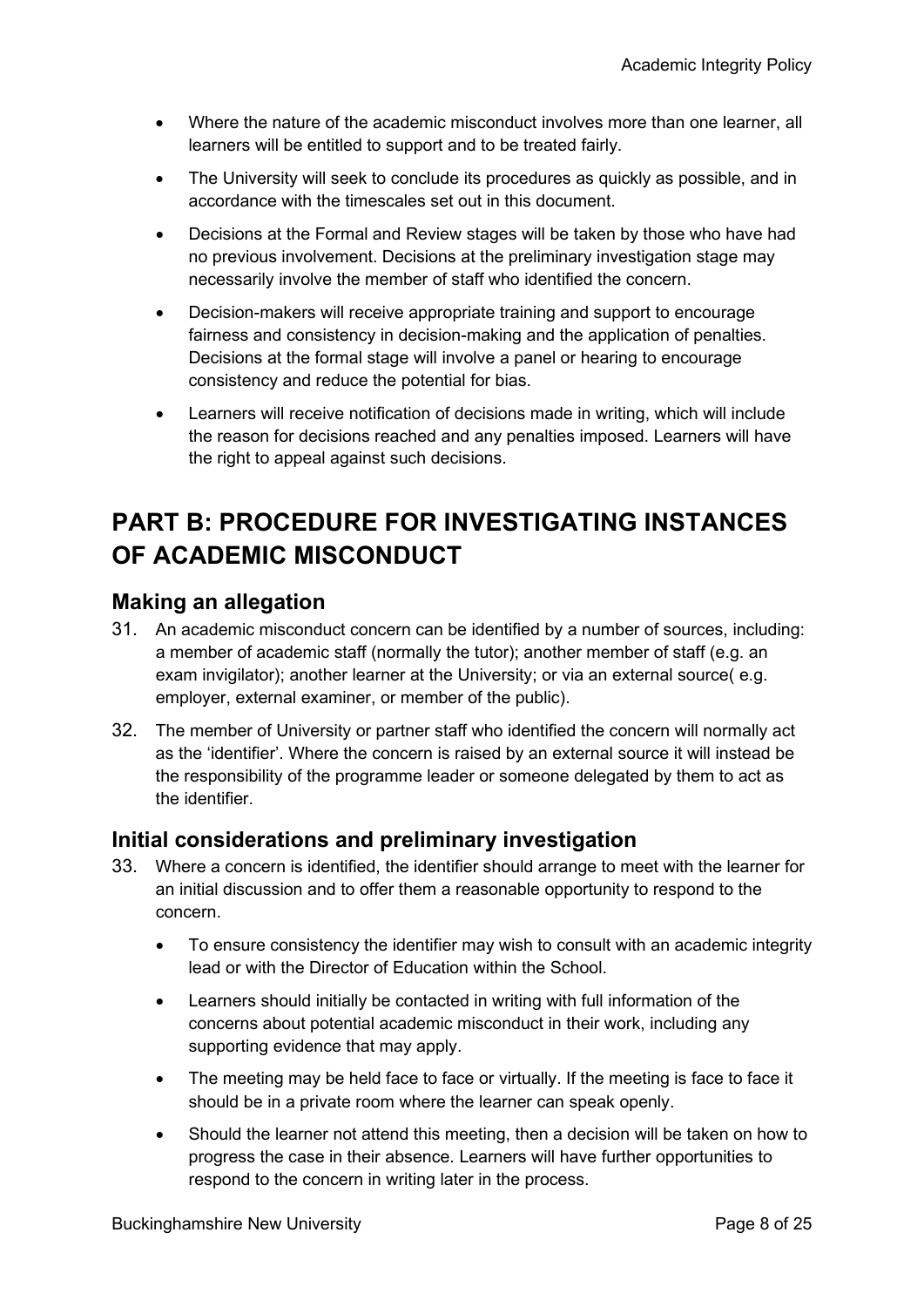- Where the nature of the academic misconduct involves more than one learner, all learners will be entitled to support and to be treated fairly.
- The University will seek to conclude its procedures as quickly as possible, and in accordance with the timescales set out in this document.
- Decisions at the Formal and Review stages will be taken by those who have had no previous involvement. Decisions at the preliminary investigation stage may necessarily involve the member of staff who identified the concern.
- Decision-makers will receive appropriate training and support to encourage fairness and consistency in decision-making and the application of penalties. Decisions at the formal stage will involve a panel or hearing to encourage consistency and reduce the potential for bias.
- Learners will receive notification of decisions made in writing, which will include the reason for decisions reached and any penalties imposed. Learners will have the right to appeal against such decisions.

# PART B: PROCEDURE FOR INVESTIGATING INSTANCES OF ACADEMIC MISCONDUCT

## Making an allegation

31. An academic misconduct concern can be identified by a number of sources, including: a member of academic staff (normally the tutor); another member of staff (e.g. an exam invigilator); another learner at the University; or via an external source( e.g. employer, external examiner, or member of the public).
32. The member of University or partner staff who identified the concern will normally act as the 'identifier'. Where the concern is raised by an external source it will instead be the responsibility of the programme leader or someone delegated by them to act as the identifier.

## Initial considerations and preliminary investigation

33. Where a concern is identified, the identifier should arrange to meet with the learner for an initial discussion and to offer them a reasonable opportunity to respond to the concern.
    - To ensure consistency the identifier may wish to consult with an academic integrity lead or with the Director of Education within the School.
    - Learners should initially be contacted in writing with full information of the concerns about potential academic misconduct in their work, including any supporting evidence that may apply.
    - The meeting may be held face to face or virtually. If the meeting is face to face it should be in a private room where the learner can speak openly.
    - Should the learner not attend this meeting, then a decision will be taken on how to progress the case in their absence. Learners will have further opportunities to respond to the concern in writing later in the process.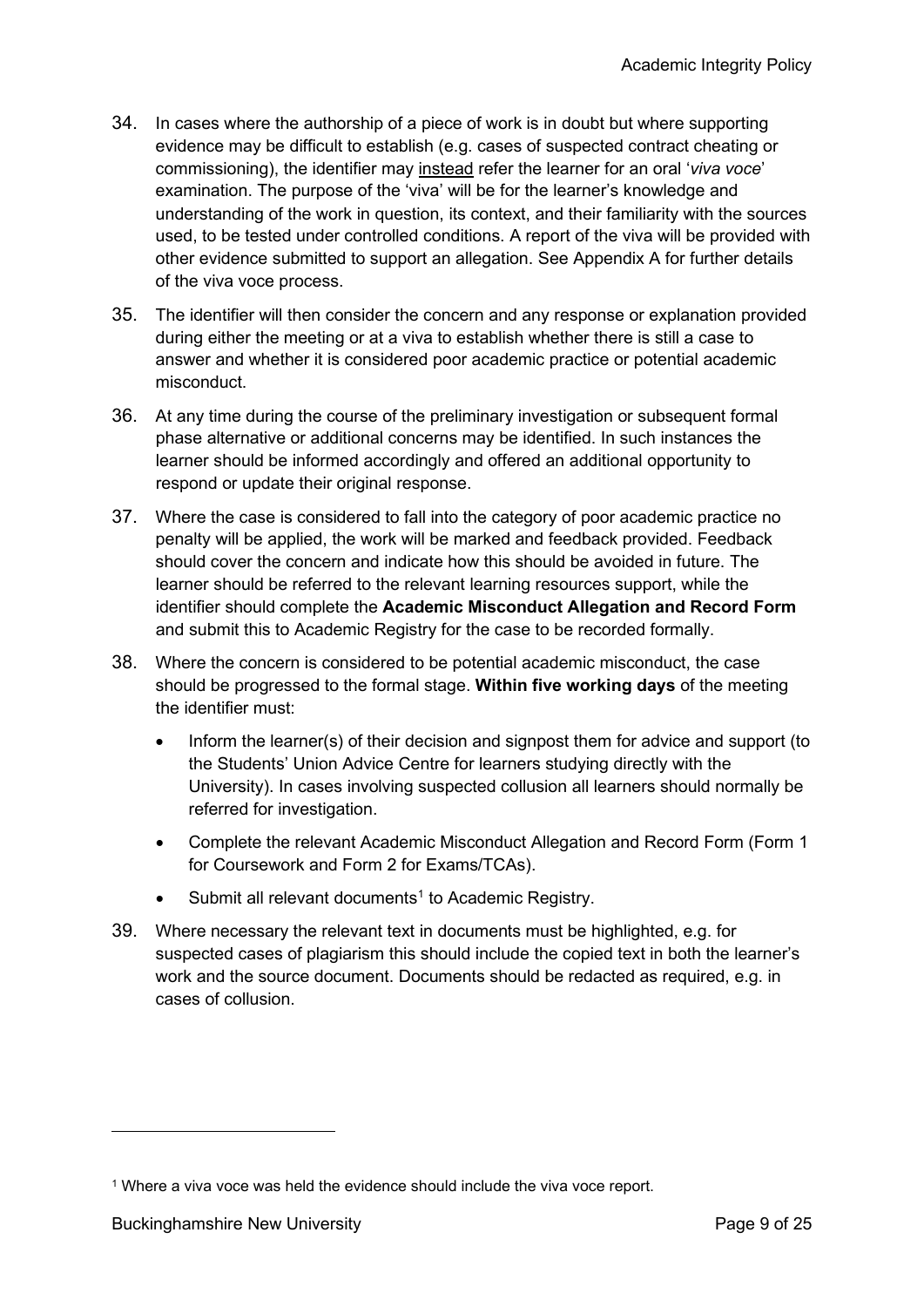34. In cases where the authorship of a piece of work is in doubt but where supporting evidence may be difficult to establish (e.g. cases of suspected contract cheating or commissioning), the identifier may instead refer the learner for an oral '*viva voce*' examination. The purpose of the 'viva' will be for the learner's knowledge and understanding of the work in question, its context, and their familiarity with the sources used, to be tested under controlled conditions. A report of the viva will be provided with other evidence submitted to support an allegation. See Appendix A for further details of the viva voce process.

35. The identifier will then consider the concern and any response or explanation provided during either the meeting or at a viva to establish whether there is still a case to answer and whether it is considered poor academic practice or potential academic misconduct.

36. At any time during the course of the preliminary investigation or subsequent formal phase alternative or additional concerns may be identified. In such instances the learner should be informed accordingly and offered an additional opportunity to respond or update their original response.

37. Where the case is considered to fall into the category of poor academic practice no penalty will be applied, the work will be marked and feedback provided. Feedback should cover the concern and indicate how this should be avoided in future. The learner should be referred to the relevant learning resources support, while the identifier should complete the **Academic Misconduct Allegation and Record Form** and submit this to Academic Registry for the case to be recorded formally.

38. Where the concern is considered to be potential academic misconduct, the case should be progressed to the formal stage. **Within five working days** of the meeting the identifier must:

    - Inform the learner(s) of their decision and signpost them for advice and support (to the Students' Union Advice Centre for learners studying directly with the University). In cases involving suspected collusion all learners should normally be referred for investigation.
    - Complete the relevant Academic Misconduct Allegation and Record Form (Form 1 for Coursework and Form 2 for Exams/TCAs).
    - Submit all relevant documents[1] to Academic Registry.

39. Where necessary the relevant text in documents must be highlighted, e.g. for suspected cases of plagiarism this should include the copied text in both the learner's work and the source document. Documents should be redacted as required, e.g. in cases of collusion.

[1] Where a viva voce was held the evidence should include the viva voce report.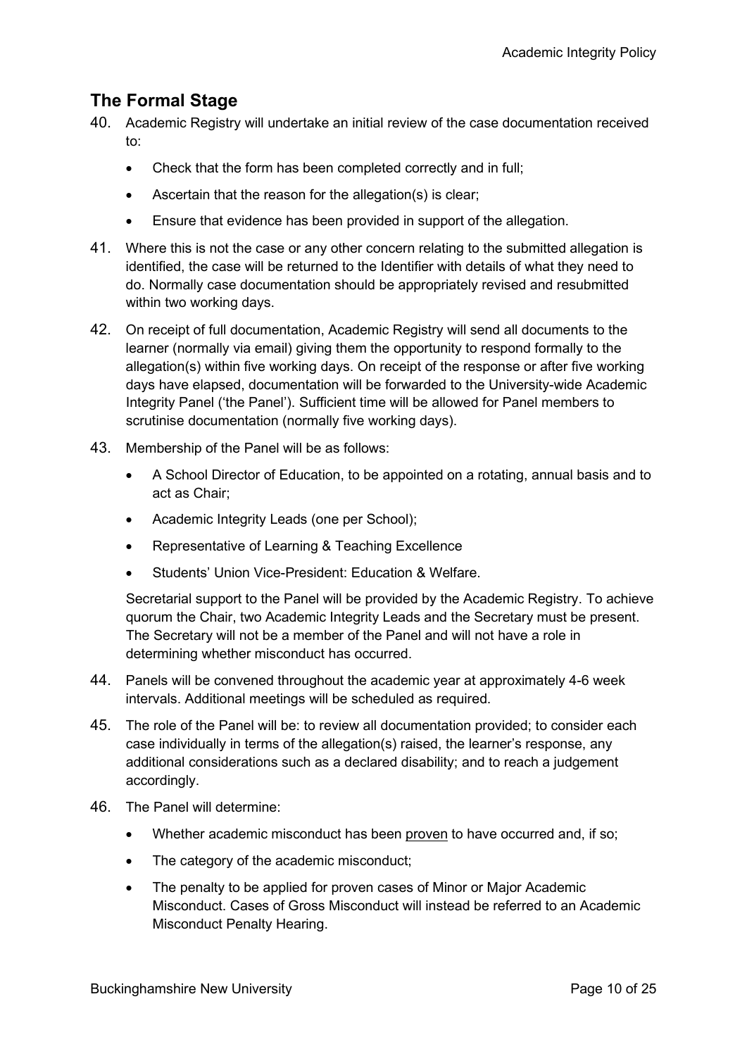## The Formal Stage

40. Academic Registry will undertake an initial review of the case documentation received to:

    - Check that the form has been completed correctly and in full;
    - Ascertain that the reason for the allegation(s) is clear;
    - Ensure that evidence has been provided in support of the allegation.

41. Where this is not the case or any other concern relating to the submitted allegation is identified, the case will be returned to the Identifier with details of what they need to do. Normally case documentation should be appropriately revised and resubmitted within two working days.

42. On receipt of full documentation, Academic Registry will send all documents to the learner (normally via email) giving them the opportunity to respond formally to the allegation(s) within five working days. On receipt of the response or after five working days have elapsed, documentation will be forwarded to the University-wide Academic Integrity Panel ('the Panel'). Sufficient time will be allowed for Panel members to scrutinise documentation (normally five working days).

43. Membership of the Panel will be as follows:

    - A School Director of Education, to be appointed on a rotating, annual basis and to act as Chair;
    - Academic Integrity Leads (one per School);
    - Representative of Learning & Teaching Excellence
    - Students' Union Vice-President: Education & Welfare.

    Secretarial support to the Panel will be provided by the Academic Registry. To achieve quorum the Chair, two Academic Integrity Leads and the Secretary must be present. The Secretary will not be a member of the Panel and will not have a role in determining whether misconduct has occurred.

44. Panels will be convened throughout the academic year at approximately 4-6 week intervals. Additional meetings will be scheduled as required.

45. The role of the Panel will be: to review all documentation provided; to consider each case individually in terms of the allegation(s) raised, the learner's response, any additional considerations such as a declared disability; and to reach a judgement accordingly.

46. The Panel will determine:

    - Whether academic misconduct has been <u>proven</u> to have occurred and, if so;
    - The category of the academic misconduct;
    - The penalty to be applied for proven cases of Minor or Major Academic Misconduct. Cases of Gross Misconduct will instead be referred to an Academic Misconduct Penalty Hearing.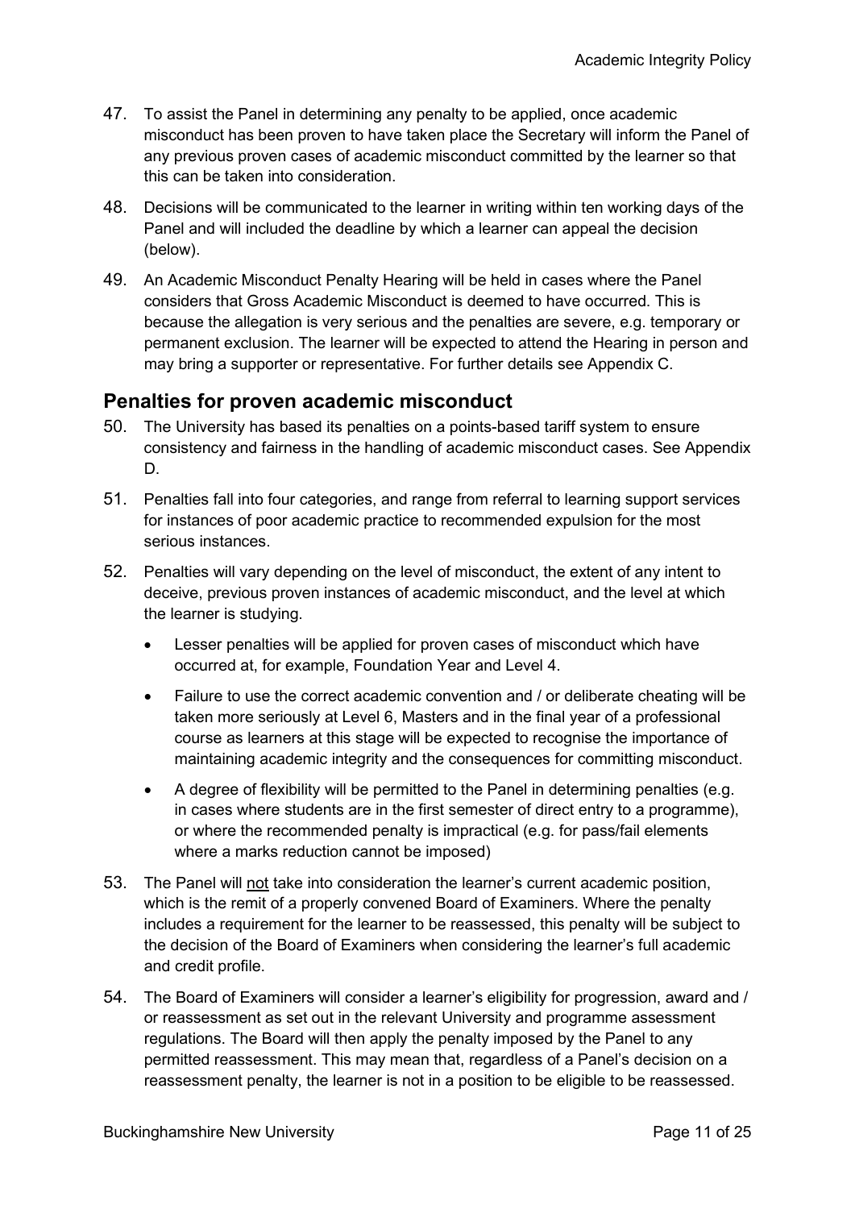47. To assist the Panel in determining any penalty to be applied, once academic misconduct has been proven to have taken place the Secretary will inform the Panel of any previous proven cases of academic misconduct committed by the learner so that this can be taken into consideration.

48. Decisions will be communicated to the learner in writing within ten working days of the Panel and will included the deadline by which a learner can appeal the decision (below).

49. An Academic Misconduct Penalty Hearing will be held in cases where the Panel considers that Gross Academic Misconduct is deemed to have occurred. This is because the allegation is very serious and the penalties are severe, e.g. temporary or permanent exclusion. The learner will be expected to attend the Hearing in person and may bring a supporter or representative. For further details see Appendix C.

## Penalties for proven academic misconduct

50. The University has based its penalties on a points-based tariff system to ensure consistency and fairness in the handling of academic misconduct cases. See Appendix D.

51. Penalties fall into four categories, and range from referral to learning support services for instances of poor academic practice to recommended expulsion for the most serious instances.

52. Penalties will vary depending on the level of misconduct, the extent of any intent to deceive, previous proven instances of academic misconduct, and the level at which the learner is studying.

    - Lesser penalties will be applied for proven cases of misconduct which have occurred at, for example, Foundation Year and Level 4.
    - Failure to use the correct academic convention and / or deliberate cheating will be taken more seriously at Level 6, Masters and in the final year of a professional course as learners at this stage will be expected to recognise the importance of maintaining academic integrity and the consequences for committing misconduct.
    - A degree of flexibility will be permitted to the Panel in determining penalties (e.g. in cases where students are in the first semester of direct entry to a programme), or where the recommended penalty is impractical (e.g. for pass/fail elements where a marks reduction cannot be imposed)

53. The Panel will <u>not</u> take into consideration the learner's current academic position, which is the remit of a properly convened Board of Examiners. Where the penalty includes a requirement for the learner to be reassessed, this penalty will be subject to the decision of the Board of Examiners when considering the learner's full academic and credit profile.

54. The Board of Examiners will consider a learner's eligibility for progression, award and / or reassessment as set out in the relevant University and programme assessment regulations. The Board will then apply the penalty imposed by the Panel to any permitted reassessment. This may mean that, regardless of a Panel's decision on a reassessment penalty, the learner is not in a position to be eligible to be reassessed.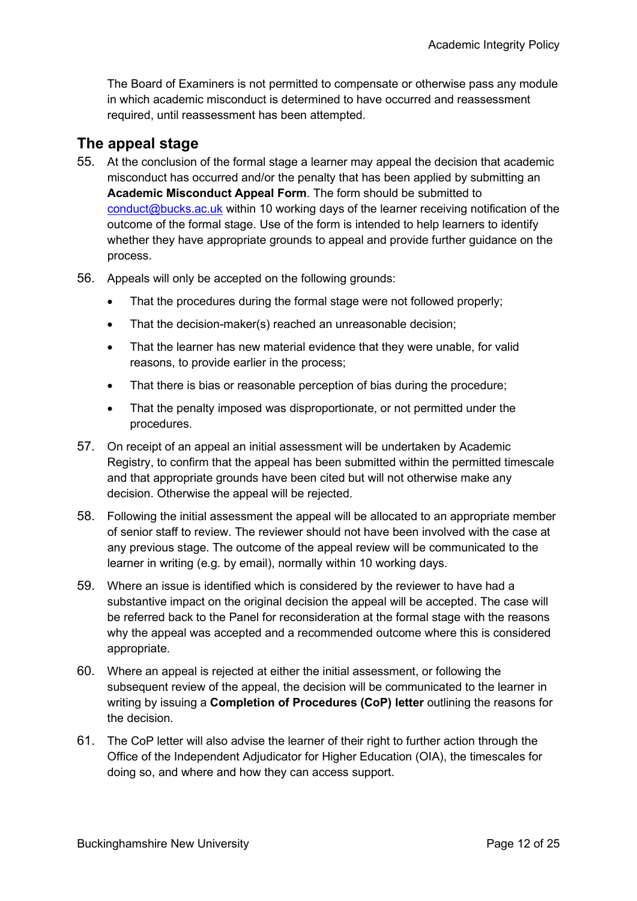The Board of Examiners is not permitted to compensate or otherwise pass any module in which academic misconduct is determined to have occurred and reassessment required, until reassessment has been attempted.

## The appeal stage

55. At the conclusion of the formal stage a learner may appeal the decision that academic misconduct has occurred and/or the penalty that has been applied by submitting an **Academic Misconduct Appeal Form**. The form should be submitted to conduct@bucks.ac.uk within 10 working days of the learner receiving notification of the outcome of the formal stage. Use of the form is intended to help learners to identify whether they have appropriate grounds to appeal and provide further guidance on the process.

56. Appeals will only be accepted on the following grounds:

    - That the procedures during the formal stage were not followed properly;
    - That the decision-maker(s) reached an unreasonable decision;
    - That the learner has new material evidence that they were unable, for valid reasons, to provide earlier in the process;
    - That there is bias or reasonable perception of bias during the procedure;
    - That the penalty imposed was disproportionate, or not permitted under the procedures.

57. On receipt of an appeal an initial assessment will be undertaken by Academic Registry, to confirm that the appeal has been submitted within the permitted timescale and that appropriate grounds have been cited but will not otherwise make any decision. Otherwise the appeal will be rejected.

58. Following the initial assessment the appeal will be allocated to an appropriate member of senior staff to review. The reviewer should not have been involved with the case at any previous stage. The outcome of the appeal review will be communicated to the learner in writing (e.g. by email), normally within 10 working days.

59. Where an issue is identified which is considered by the reviewer to have had a substantive impact on the original decision the appeal will be accepted. The case will be referred back to the Panel for reconsideration at the formal stage with the reasons why the appeal was accepted and a recommended outcome where this is considered appropriate.

60. Where an appeal is rejected at either the initial assessment, or following the subsequent review of the appeal, the decision will be communicated to the learner in writing by issuing a **Completion of Procedures (CoP) letter** outlining the reasons for the decision.

61. The CoP letter will also advise the learner of their right to further action through the Office of the Independent Adjudicator for Higher Education (OIA), the timescales for doing so, and where and how they can access support.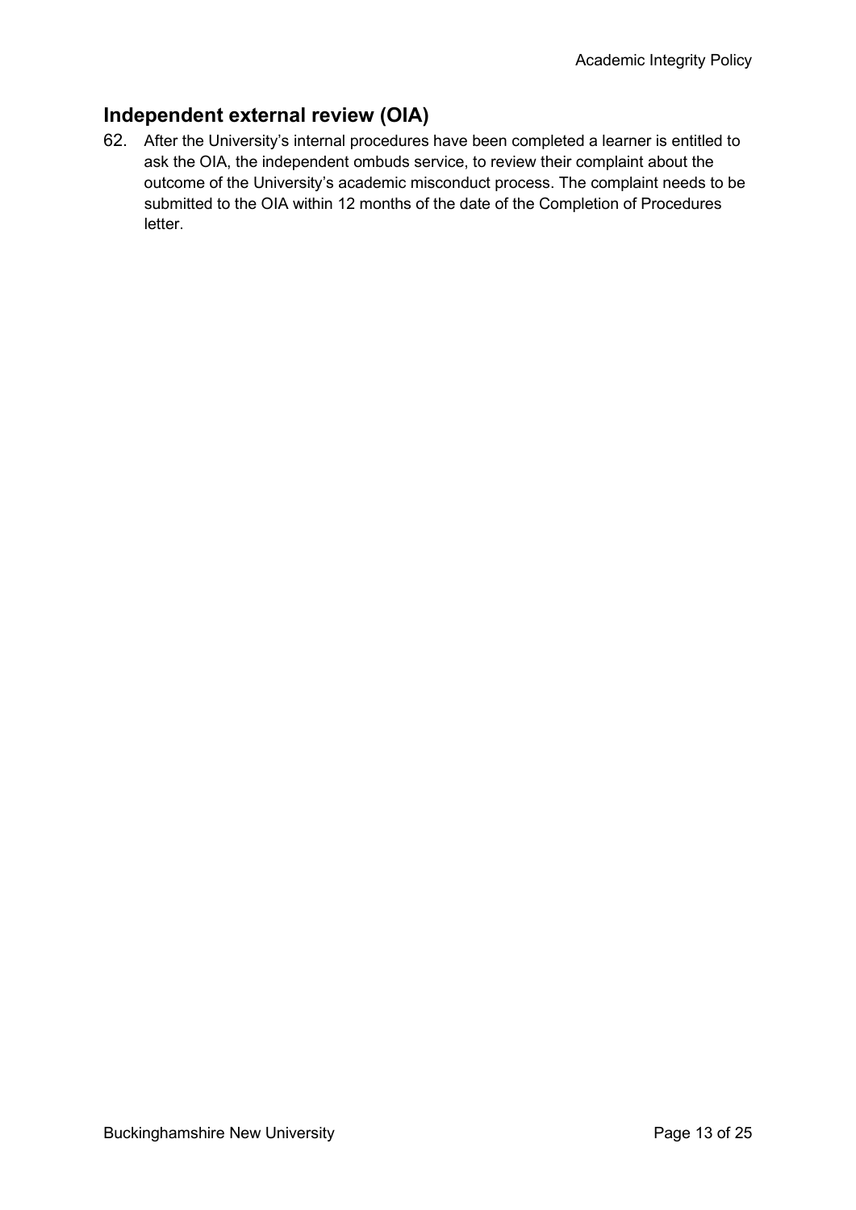## Independent external review (OIA)

62. After the University's internal procedures have been completed a learner is entitled to ask the OIA, the independent ombuds service, to review their complaint about the outcome of the University's academic misconduct process. The complaint needs to be submitted to the OIA within 12 months of the date of the Completion of Procedures letter.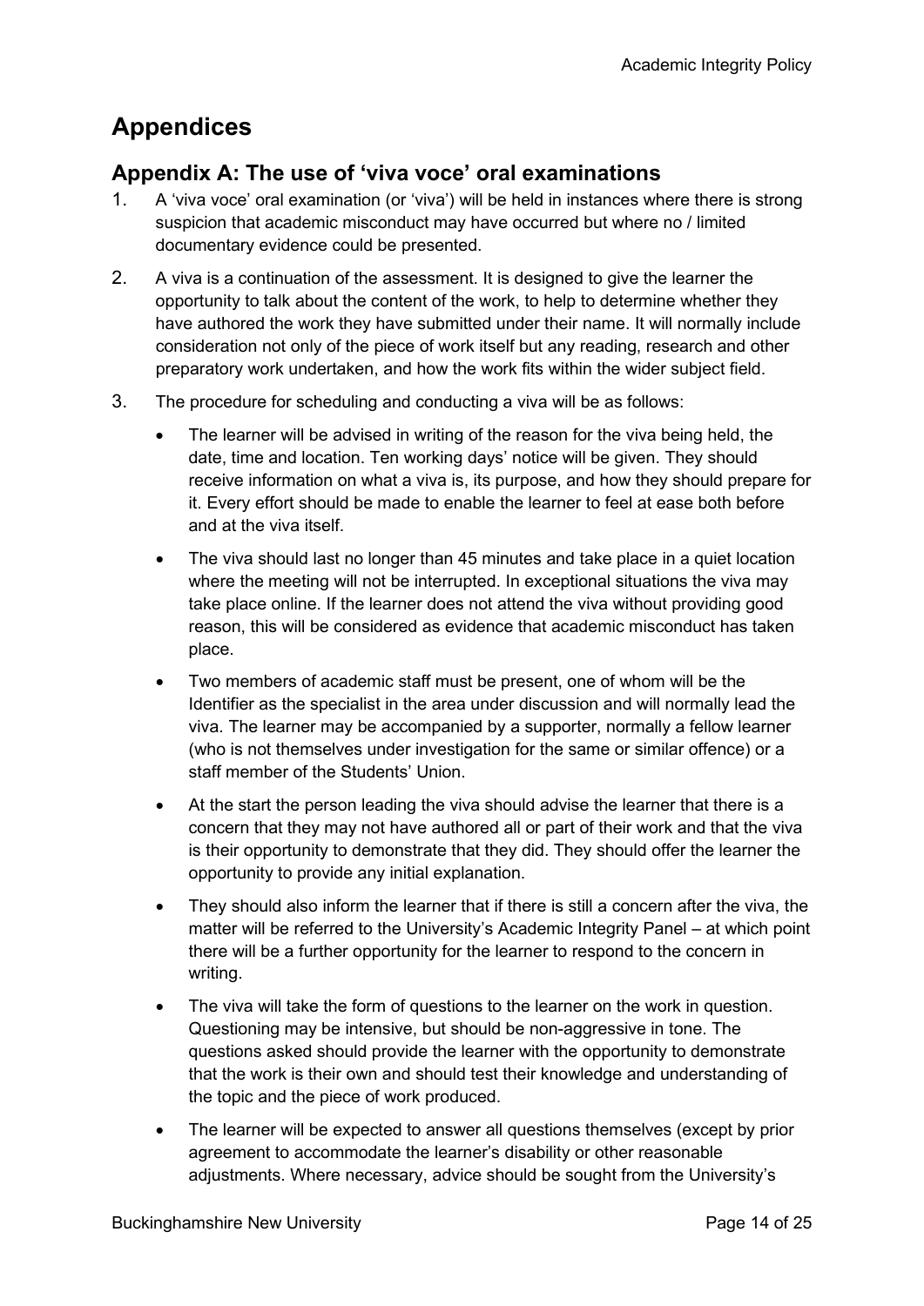# Appendices

## Appendix A: The use of 'viva voce' oral examinations

1. A 'viva voce' oral examination (or 'viva') will be held in instances where there is strong suspicion that academic misconduct may have occurred but where no / limited documentary evidence could be presented.
2. A viva is a continuation of the assessment. It is designed to give the learner the opportunity to talk about the content of the work, to help to determine whether they have authored the work they have submitted under their name. It will normally include consideration not only of the piece of work itself but any reading, research and other preparatory work undertaken, and how the work fits within the wider subject field.
3. The procedure for scheduling and conducting a viva will be as follows:
   - The learner will be advised in writing of the reason for the viva being held, the date, time and location. Ten working days' notice will be given. They should receive information on what a viva is, its purpose, and how they should prepare for it. Every effort should be made to enable the learner to feel at ease both before and at the viva itself.
   - The viva should last no longer than 45 minutes and take place in a quiet location where the meeting will not be interrupted. In exceptional situations the viva may take place online. If the learner does not attend the viva without providing good reason, this will be considered as evidence that academic misconduct has taken place.
   - Two members of academic staff must be present, one of whom will be the Identifier as the specialist in the area under discussion and will normally lead the viva. The learner may be accompanied by a supporter, normally a fellow learner (who is not themselves under investigation for the same or similar offence) or a staff member of the Students' Union.
   - At the start the person leading the viva should advise the learner that there is a concern that they may not have authored all or part of their work and that the viva is their opportunity to demonstrate that they did. They should offer the learner the opportunity to provide any initial explanation.
   - They should also inform the learner that if there is still a concern after the viva, the matter will be referred to the University's Academic Integrity Panel – at which point there will be a further opportunity for the learner to respond to the concern in writing.
   - The viva will take the form of questions to the learner on the work in question. Questioning may be intensive, but should be non-aggressive in tone. The questions asked should provide the learner with the opportunity to demonstrate that the work is their own and should test their knowledge and understanding of the topic and the piece of work produced.
   - The learner will be expected to answer all questions themselves (except by prior agreement to accommodate the learner's disability or other reasonable adjustments. Where necessary, advice should be sought from the University's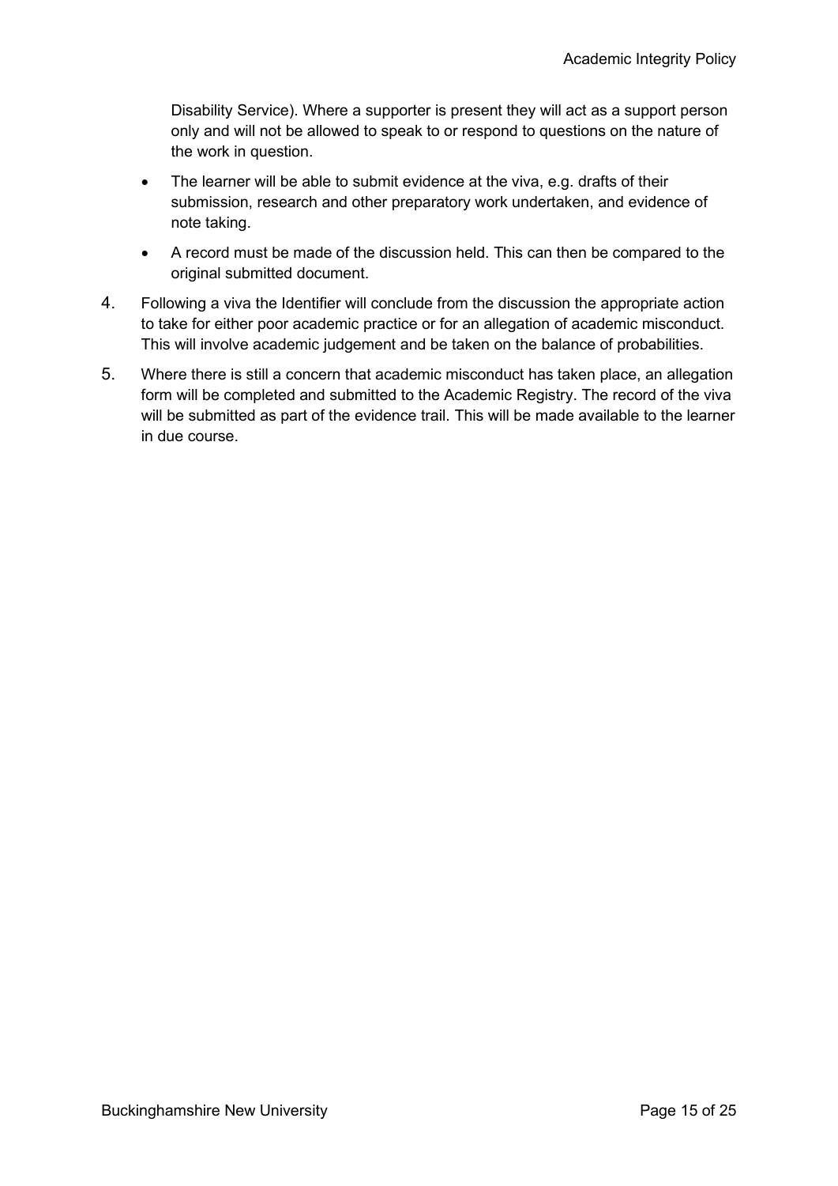Disability Service). Where a supporter is present they will act as a support person only and will not be allowed to speak to or respond to questions on the nature of the work in question.

- The learner will be able to submit evidence at the viva, e.g. drafts of their submission, research and other preparatory work undertaken, and evidence of note taking.
- A record must be made of the discussion held. This can then be compared to the original submitted document.

4. Following a viva the Identifier will conclude from the discussion the appropriate action to take for either poor academic practice or for an allegation of academic misconduct. This will involve academic judgement and be taken on the balance of probabilities.
5. Where there is still a concern that academic misconduct has taken place, an allegation form will be completed and submitted to the Academic Registry. The record of the viva will be submitted as part of the evidence trail. This will be made available to the learner in due course.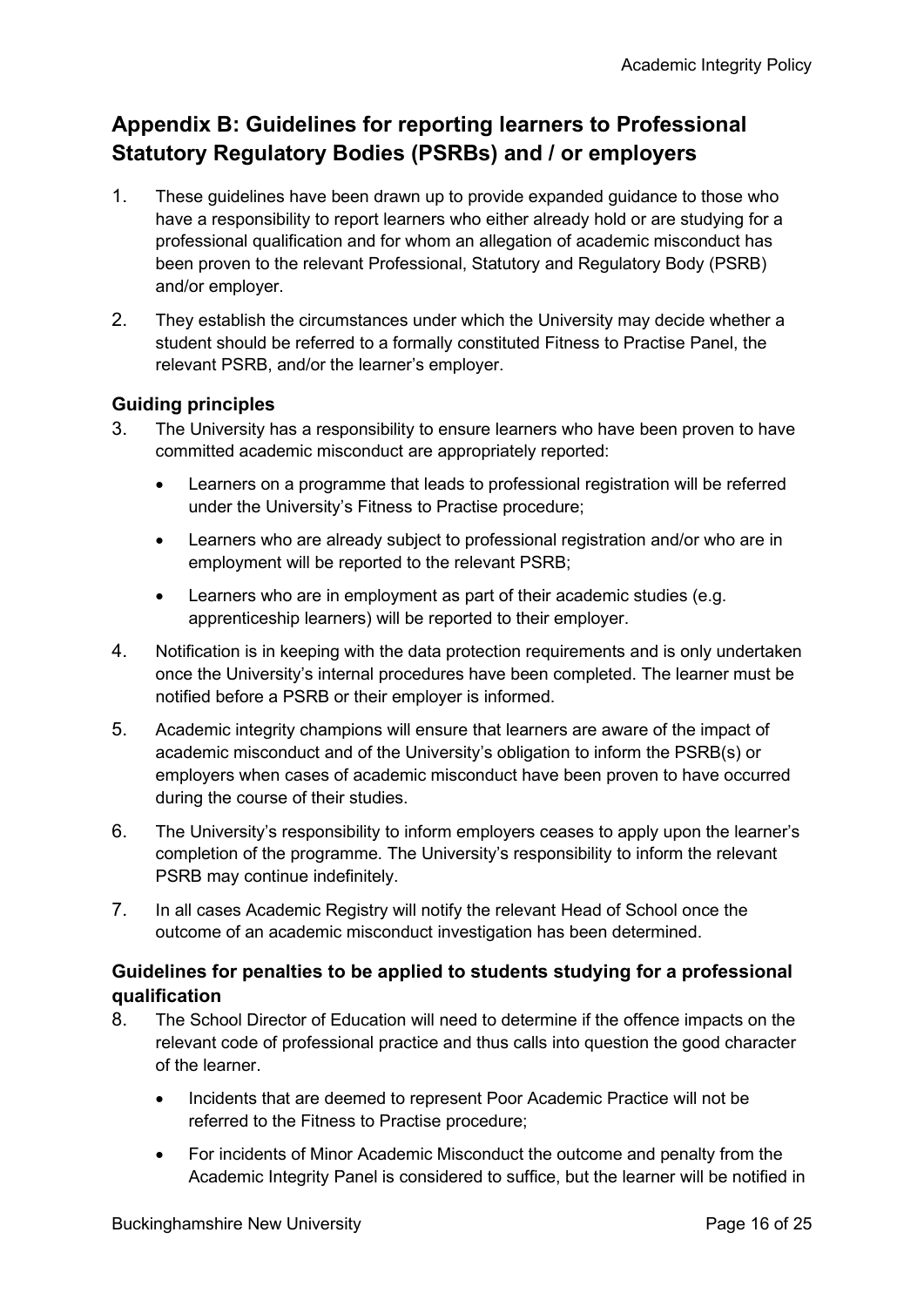## Appendix B: Guidelines for reporting learners to Professional Statutory Regulatory Bodies (PSRBs) and / or employers

1. These guidelines have been drawn up to provide expanded guidance to those who have a responsibility to report learners who either already hold or are studying for a professional qualification and for whom an allegation of academic misconduct has been proven to the relevant Professional, Statutory and Regulatory Body (PSRB) and/or employer.

2. They establish the circumstances under which the University may decide whether a student should be referred to a formally constituted Fitness to Practise Panel, the relevant PSRB, and/or the learner's employer.

### Guiding principles

3. The University has a responsibility to ensure learners who have been proven to have committed academic misconduct are appropriately reported:

    - Learners on a programme that leads to professional registration will be referred under the University's Fitness to Practise procedure;
    - Learners who are already subject to professional registration and/or who are in employment will be reported to the relevant PSRB;
    - Learners who are in employment as part of their academic studies (e.g. apprenticeship learners) will be reported to their employer.

4. Notification is in keeping with the data protection requirements and is only undertaken once the University's internal procedures have been completed. The learner must be notified before a PSRB or their employer is informed.

5. Academic integrity champions will ensure that learners are aware of the impact of academic misconduct and of the University's obligation to inform the PSRB(s) or employers when cases of academic misconduct have been proven to have occurred during the course of their studies.

6. The University's responsibility to inform employers ceases to apply upon the learner's completion of the programme. The University's responsibility to inform the relevant PSRB may continue indefinitely.

7. In all cases Academic Registry will notify the relevant Head of School once the outcome of an academic misconduct investigation has been determined.

### Guidelines for penalties to be applied to students studying for a professional qualification

8. The School Director of Education will need to determine if the offence impacts on the relevant code of professional practice and thus calls into question the good character of the learner.

    - Incidents that are deemed to represent Poor Academic Practice will not be referred to the Fitness to Practise procedure;
    - For incidents of Minor Academic Misconduct the outcome and penalty from the Academic Integrity Panel is considered to suffice, but the learner will be notified in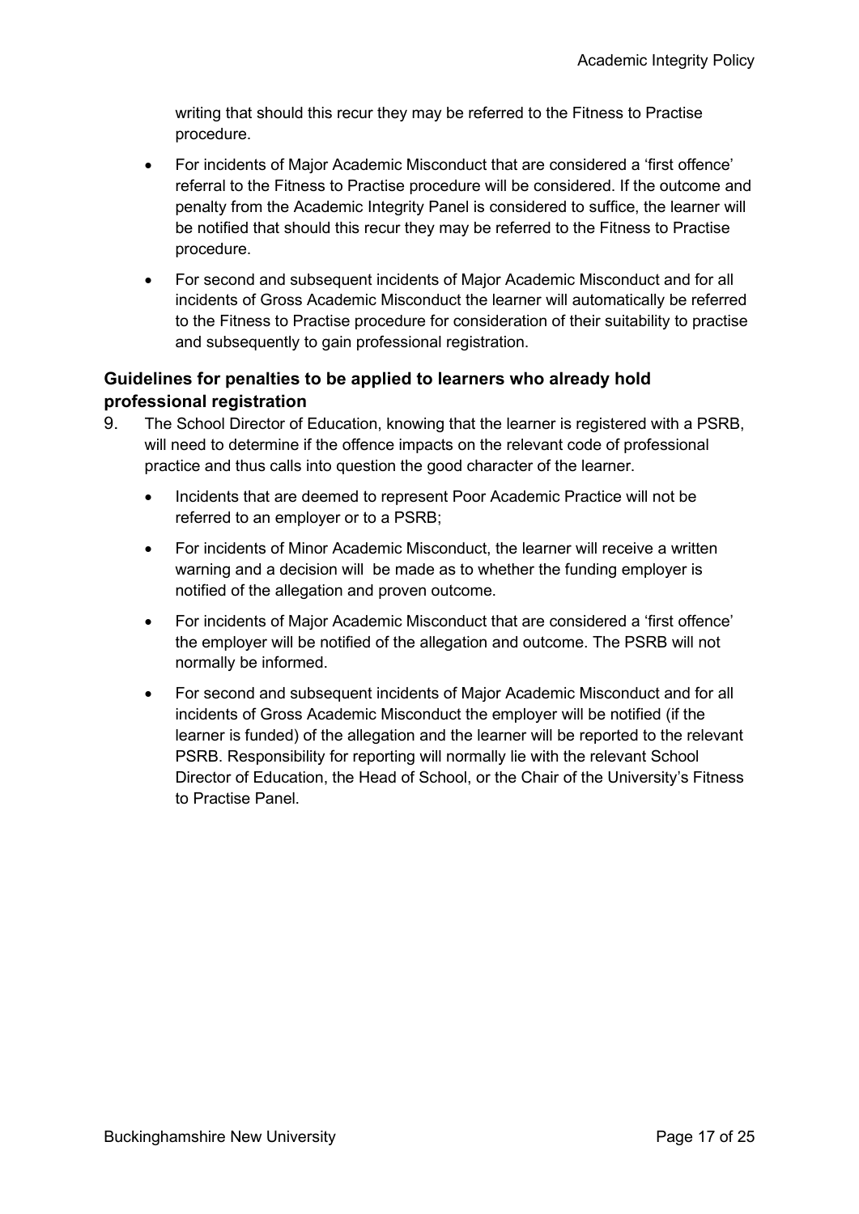writing that should this recur they may be referred to the Fitness to Practise procedure.

- For incidents of Major Academic Misconduct that are considered a 'first offence' referral to the Fitness to Practise procedure will be considered. If the outcome and penalty from the Academic Integrity Panel is considered to suffice, the learner will be notified that should this recur they may be referred to the Fitness to Practise procedure.
- For second and subsequent incidents of Major Academic Misconduct and for all incidents of Gross Academic Misconduct the learner will automatically be referred to the Fitness to Practise procedure for consideration of their suitability to practise and subsequently to gain professional registration.

### Guidelines for penalties to be applied to learners who already hold professional registration

9. The School Director of Education, knowing that the learner is registered with a PSRB, will need to determine if the offence impacts on the relevant code of professional practice and thus calls into question the good character of the learner.
   - Incidents that are deemed to represent Poor Academic Practice will not be referred to an employer or to a PSRB;
   - For incidents of Minor Academic Misconduct, the learner will receive a written warning and a decision will be made as to whether the funding employer is notified of the allegation and proven outcome.
   - For incidents of Major Academic Misconduct that are considered a 'first offence' the employer will be notified of the allegation and outcome. The PSRB will not normally be informed.
   - For second and subsequent incidents of Major Academic Misconduct and for all incidents of Gross Academic Misconduct the employer will be notified (if the learner is funded) of the allegation and the learner will be reported to the relevant PSRB. Responsibility for reporting will normally lie with the relevant School Director of Education, the Head of School, or the Chair of the University's Fitness to Practise Panel.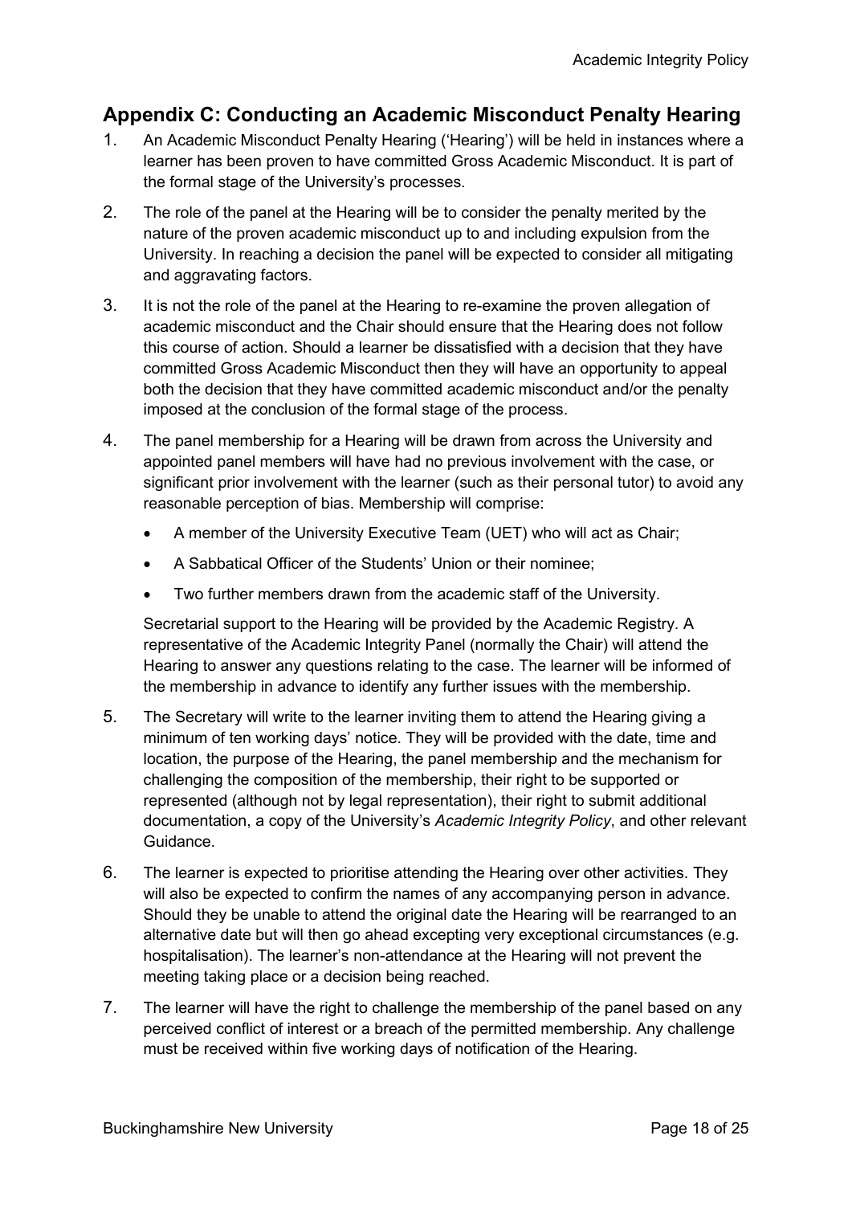## Appendix C: Conducting an Academic Misconduct Penalty Hearing

1. An Academic Misconduct Penalty Hearing ('Hearing') will be held in instances where a learner has been proven to have committed Gross Academic Misconduct. It is part of the formal stage of the University's processes.

2. The role of the panel at the Hearing will be to consider the penalty merited by the nature of the proven academic misconduct up to and including expulsion from the University. In reaching a decision the panel will be expected to consider all mitigating and aggravating factors.

3. It is not the role of the panel at the Hearing to re-examine the proven allegation of academic misconduct and the Chair should ensure that the Hearing does not follow this course of action. Should a learner be dissatisfied with a decision that they have committed Gross Academic Misconduct then they will have an opportunity to appeal both the decision that they have committed academic misconduct and/or the penalty imposed at the conclusion of the formal stage of the process.

4. The panel membership for a Hearing will be drawn from across the University and appointed panel members will have had no previous involvement with the case, or significant prior involvement with the learner (such as their personal tutor) to avoid any reasonable perception of bias. Membership will comprise:

   - A member of the University Executive Team (UET) who will act as Chair;
   - A Sabbatical Officer of the Students' Union or their nominee;
   - Two further members drawn from the academic staff of the University.

   Secretarial support to the Hearing will be provided by the Academic Registry. A representative of the Academic Integrity Panel (normally the Chair) will attend the Hearing to answer any questions relating to the case. The learner will be informed of the membership in advance to identify any further issues with the membership.

5. The Secretary will write to the learner inviting them to attend the Hearing giving a minimum of ten working days' notice. They will be provided with the date, time and location, the purpose of the Hearing, the panel membership and the mechanism for challenging the composition of the membership, their right to be supported or represented (although not by legal representation), their right to submit additional documentation, a copy of the University's *Academic Integrity Policy*, and other relevant Guidance.

6. The learner is expected to prioritise attending the Hearing over other activities. They will also be expected to confirm the names of any accompanying person in advance. Should they be unable to attend the original date the Hearing will be rearranged to an alternative date but will then go ahead excepting very exceptional circumstances (e.g. hospitalisation). The learner's non-attendance at the Hearing will not prevent the meeting taking place or a decision being reached.

7. The learner will have the right to challenge the membership of the panel based on any perceived conflict of interest or a breach of the permitted membership. Any challenge must be received within five working days of notification of the Hearing.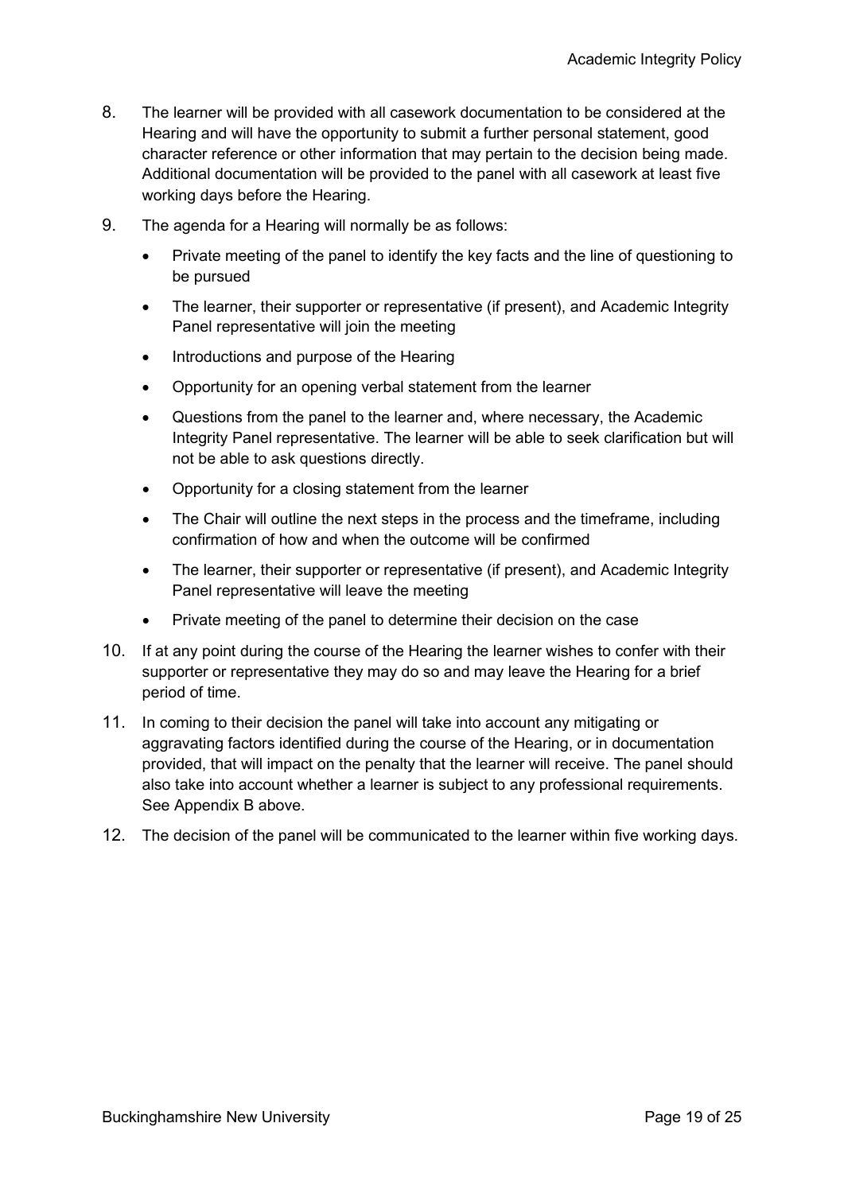8. The learner will be provided with all casework documentation to be considered at the Hearing and will have the opportunity to submit a further personal statement, good character reference or other information that may pertain to the decision being made. Additional documentation will be provided to the panel with all casework at least five working days before the Hearing.

9. The agenda for a Hearing will normally be as follows:

   - Private meeting of the panel to identify the key facts and the line of questioning to be pursued
   - The learner, their supporter or representative (if present), and Academic Integrity Panel representative will join the meeting
   - Introductions and purpose of the Hearing
   - Opportunity for an opening verbal statement from the learner
   - Questions from the panel to the learner and, where necessary, the Academic Integrity Panel representative. The learner will be able to seek clarification but will not be able to ask questions directly.
   - Opportunity for a closing statement from the learner
   - The Chair will outline the next steps in the process and the timeframe, including confirmation of how and when the outcome will be confirmed
   - The learner, their supporter or representative (if present), and Academic Integrity Panel representative will leave the meeting
   - Private meeting of the panel to determine their decision on the case

10. If at any point during the course of the Hearing the learner wishes to confer with their supporter or representative they may do so and may leave the Hearing for a brief period of time.

11. In coming to their decision the panel will take into account any mitigating or aggravating factors identified during the course of the Hearing, or in documentation provided, that will impact on the penalty that the learner will receive. The panel should also take into account whether a learner is subject to any professional requirements. See Appendix B above.

12. The decision of the panel will be communicated to the learner within five working days.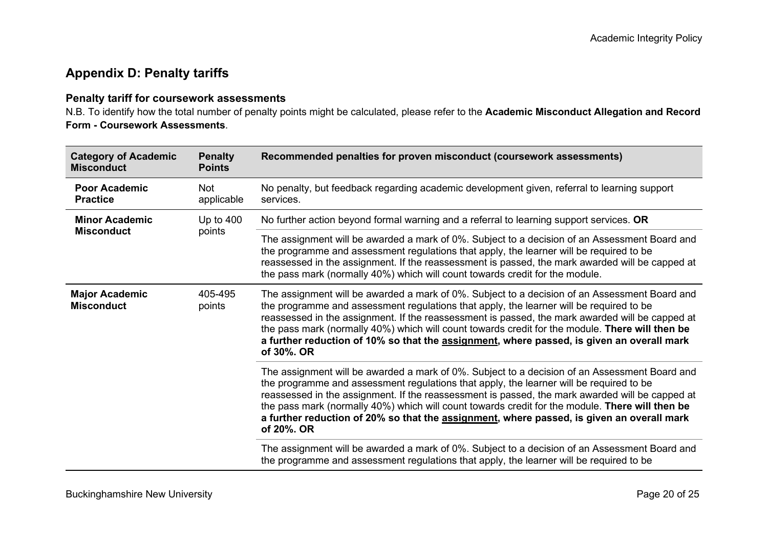## Appendix D: Penalty tariffs

### Penalty tariff for coursework assessments

N.B. To identify how the total number of penalty points might be calculated, please refer to the **Academic Misconduct Allegation and Record Form - Coursework Assessments**.

| Category of Academic Misconduct | Penalty Points | Recommended penalties for proven misconduct (coursework assessments) |
|---|---|---|
| **Poor Academic Practice** | Not applicable | No penalty, but feedback regarding academic development given, referral to learning support services. |
| **Minor Academic Misconduct** | Up to 400 points | No further action beyond formal warning and a referral to learning support services. **OR** |
| | | The assignment will be awarded a mark of 0%. Subject to a decision of an Assessment Board and the programme and assessment regulations that apply, the learner will be required to be reassessed in the assignment. If the reassessment is passed, the mark awarded will be capped at the pass mark (normally 40%) which will count towards credit for the module. |
| **Major Academic Misconduct** | 405-495 points | The assignment will be awarded a mark of 0%. Subject to a decision of an Assessment Board and the programme and assessment regulations that apply, the learner will be required to be reassessed in the assignment. If the reassessment is passed, the mark awarded will be capped at the pass mark (normally 40%) which will count towards credit for the module. **There will then be a further reduction of 10% so that the assignment, where passed, is given an overall mark of 30%. OR** |
| | | The assignment will be awarded a mark of 0%. Subject to a decision of an Assessment Board and the programme and assessment regulations that apply, the learner will be required to be reassessed in the assignment. If the reassessment is passed, the mark awarded will be capped at the pass mark (normally 40%) which will count towards credit for the module. **There will then be a further reduction of 20% so that the assignment, where passed, is given an overall mark of 20%. OR** |
| | | The assignment will be awarded a mark of 0%. Subject to a decision of an Assessment Board and the programme and assessment regulations that apply, the learner will be required to be |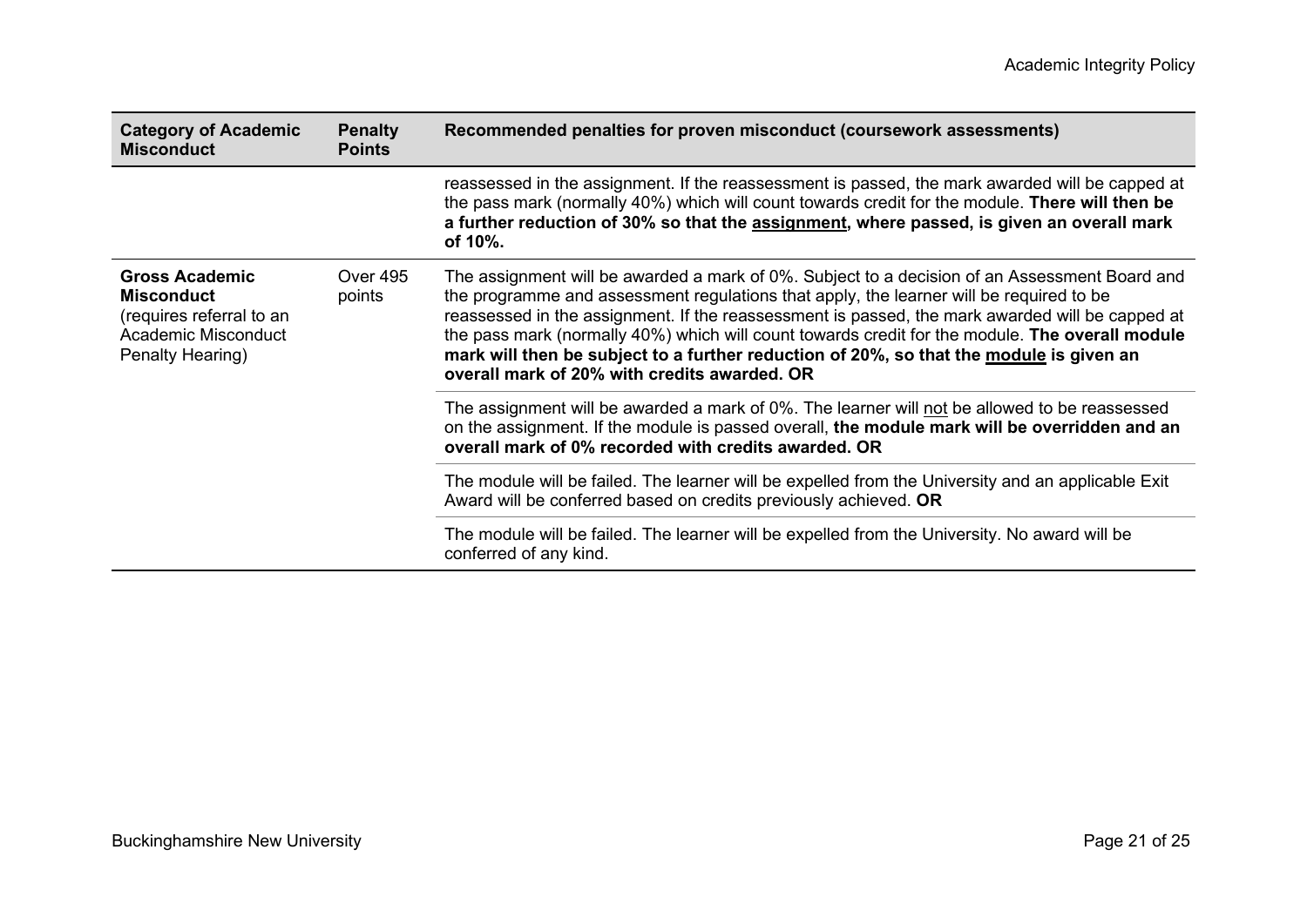| Category of Academic Misconduct | Penalty Points | Recommended penalties for proven misconduct (coursework assessments) |
|---|---|---|
| | | reassessed in the assignment. If the reassessment is passed, the mark awarded will be capped at the pass mark (normally 40%) which will count towards credit for the module. **There will then be a further reduction of 30% so that the <u>assignment</u>, where passed, is given an overall mark of 10%.** |
| **Gross Academic Misconduct** (requires referral to an Academic Misconduct Penalty Hearing) | Over 495 points | The assignment will be awarded a mark of 0%. Subject to a decision of an Assessment Board and the programme and assessment regulations that apply, the learner will be required to be reassessed in the assignment. If the reassessment is passed, the mark awarded will be capped at the pass mark (normally 40%) which will count towards credit for the module. **The overall module mark will then be subject to a further reduction of 20%, so that the <u>module</u> is given an overall mark of 20% with credits awarded. OR** |
| | | The assignment will be awarded a mark of 0%. The learner will <u>not</u> be allowed to be reassessed on the assignment. If the module is passed overall, **the module mark will be overridden and an overall mark of 0% recorded with credits awarded. OR** |
| | | The module will be failed. The learner will be expelled from the University and an applicable Exit Award will be conferred based on credits previously achieved. **OR** |
| | | The module will be failed. The learner will be expelled from the University. No award will be conferred of any kind. |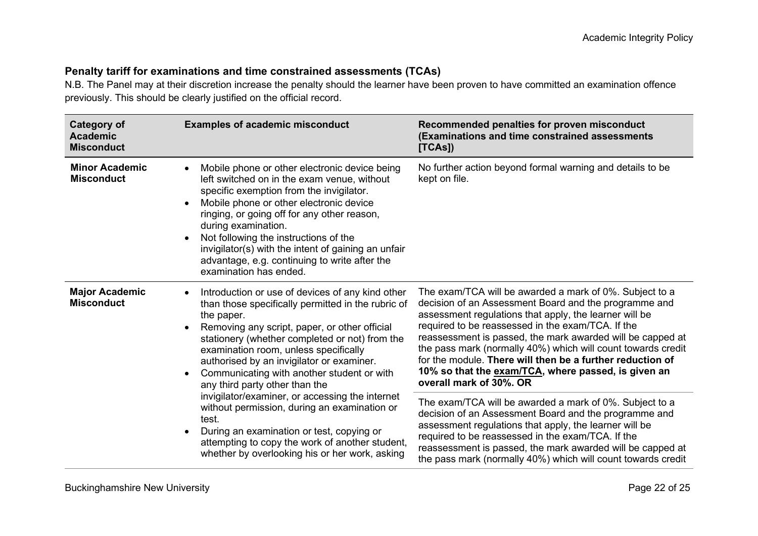### Penalty tariff for examinations and time constrained assessments (TCAs)

N.B. The Panel may at their discretion increase the penalty should the learner have been proven to have committed an examination offence previously. This should be clearly justified on the official record.

| Category of Academic Misconduct | Examples of academic misconduct | Recommended penalties for proven misconduct (Examinations and time constrained assessments [TCAs]) |
|---|---|---|
| **Minor Academic Misconduct** | • Mobile phone or other electronic device being left switched on in the exam venue, without specific exemption from the invigilator.<br>• Mobile phone or other electronic device ringing, or going off for any other reason, during examination.<br>• Not following the instructions of the invigilator(s) with the intent of gaining an unfair advantage, e.g. continuing to write after the examination has ended. | No further action beyond formal warning and details to be kept on file. |
| **Major Academic Misconduct** | • Introduction or use of devices of any kind other than those specifically permitted in the rubric of the paper.<br>• Removing any script, paper, or other official stationery (whether completed or not) from the examination room, unless specifically authorised by an invigilator or examiner.<br>• Communicating with another student or with any third party other than the invigilator/examiner, or accessing the internet without permission, during an examination or test.<br>• During an examination or test, copying or attempting to copy the work of another student, whether by overlooking his or her work, asking | The exam/TCA will be awarded a mark of 0%. Subject to a decision of an Assessment Board and the programme and assessment regulations that apply, the learner will be required to be reassessed in the exam/TCA. If the reassessment is passed, the mark awarded will be capped at the pass mark (normally 40%) which will count towards credit for the module. **There will then be a further reduction of 10% so that the exam/TCA, where passed, is given an overall mark of 30%. OR**<br><br>The exam/TCA will be awarded a mark of 0%. Subject to a decision of an Assessment Board and the programme and assessment regulations that apply, the learner will be required to be reassessed in the exam/TCA. If the reassessment is passed, the mark awarded will be capped at the pass mark (normally 40%) which will count towards credit |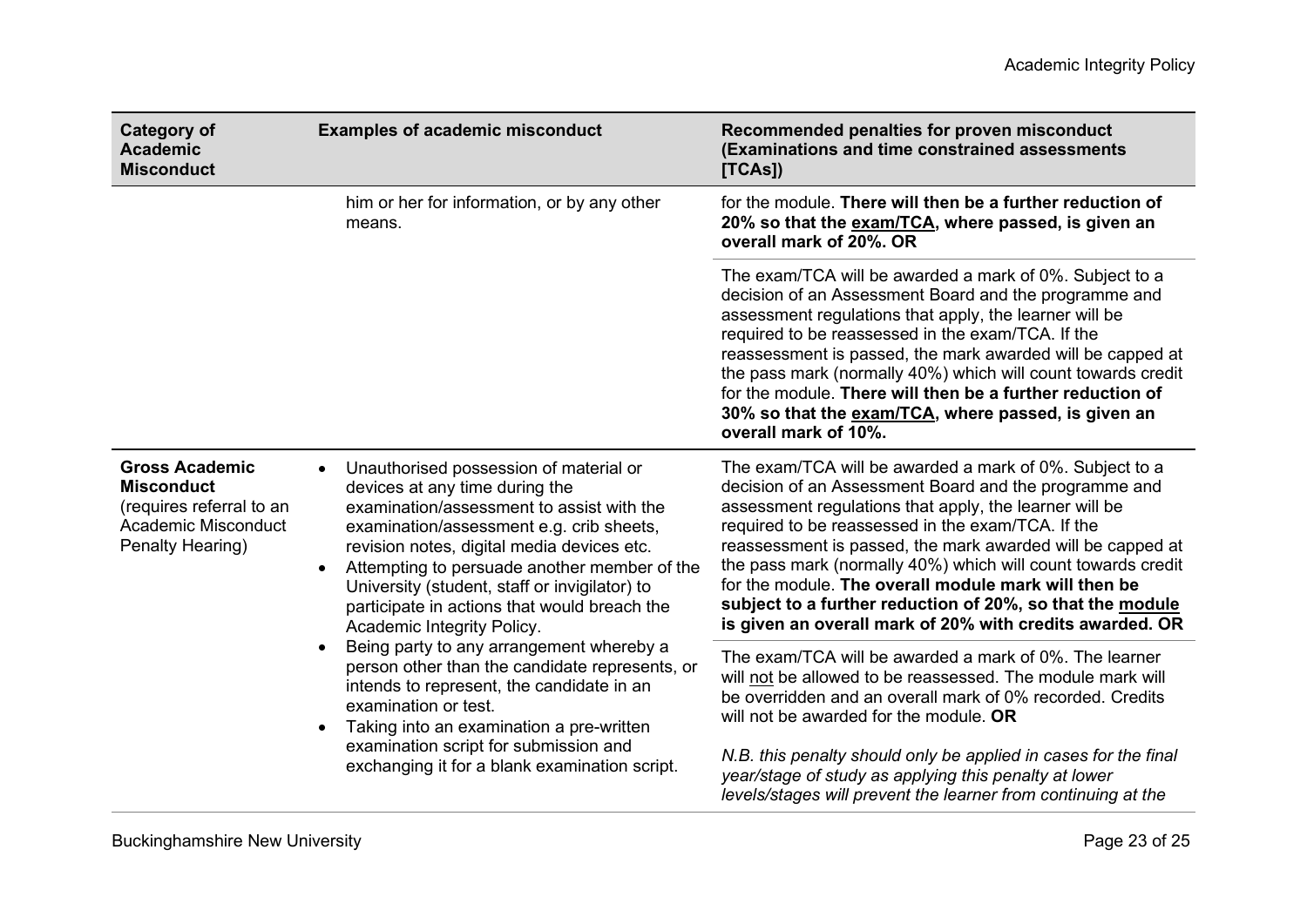| Category of Academic Misconduct | Examples of academic misconduct | Recommended penalties for proven misconduct (Examinations and time constrained assessments [TCAs]) |
|---|---|---|
| | him or her for information, or by any other means. | for the module. **There will then be a further reduction of 20% so that the exam/TCA, where passed, is given an overall mark of 20%. OR** |
| | | The exam/TCA will be awarded a mark of 0%. Subject to a decision of an Assessment Board and the programme and assessment regulations that apply, the learner will be required to be reassessed in the exam/TCA. If the reassessment is passed, the mark awarded will be capped at the pass mark (normally 40%) which will count towards credit for the module. **There will then be a further reduction of 30% so that the exam/TCA, where passed, is given an overall mark of 10%.** |
| **Gross Academic Misconduct** (requires referral to an Academic Misconduct Penalty Hearing) | • Unauthorised possession of material or devices at any time during the examination/assessment to assist with the examination/assessment e.g. crib sheets, revision notes, digital media devices etc.<br>• Attempting to persuade another member of the University (student, staff or invigilator) to participate in actions that would breach the Academic Integrity Policy.<br>• Being party to any arrangement whereby a person other than the candidate represents, or intends to represent, the candidate in an examination or test.<br>• Taking into an examination a pre-written examination script for submission and exchanging it for a blank examination script. | The exam/TCA will be awarded a mark of 0%. Subject to a decision of an Assessment Board and the programme and assessment regulations that apply, the learner will be required to be reassessed in the exam/TCA. If the reassessment is passed, the mark awarded will be capped at the pass mark (normally 40%) which will count towards credit for the module. **The overall module mark will then be subject to a further reduction of 20%, so that the module is given an overall mark of 20% with credits awarded. OR** |
| | | The exam/TCA will be awarded a mark of 0%. The learner will not be allowed to be reassessed. The module mark will be overridden and an overall mark of 0% recorded. Credits will not be awarded for the module. **OR**<br><br>*N.B. this penalty should only be applied in cases for the final year/stage of study as applying this penalty at lower levels/stages will prevent the learner from continuing at the* |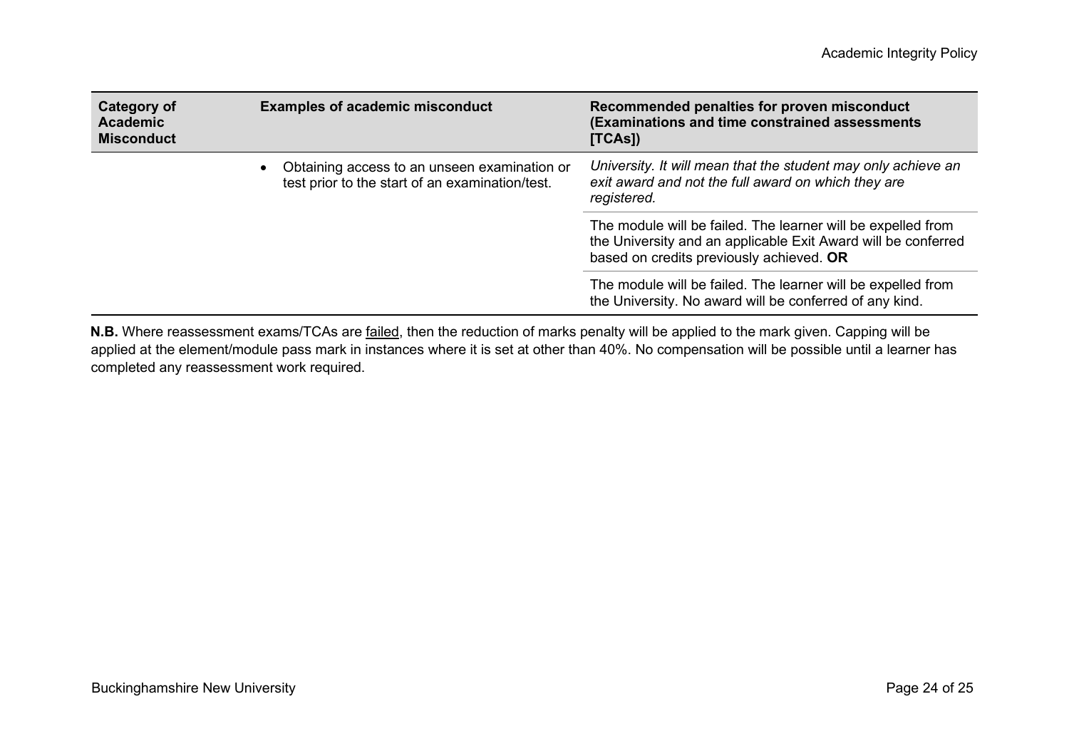| Category of Academic Misconduct | Examples of academic misconduct | Recommended penalties for proven misconduct (Examinations and time constrained assessments [TCAs]) |
|---|---|---|
| | • Obtaining access to an unseen examination or test prior to the start of an examination/test. | *University. It will mean that the student may only achieve an exit award and not the full award on which they are registered.* |
| | | The module will be failed. The learner will be expelled from the University and an applicable Exit Award will be conferred based on credits previously achieved. **OR** |
| | | The module will be failed. The learner will be expelled from the University. No award will be conferred of any kind. |

**N.B.** Where reassessment exams/TCAs are failed, then the reduction of marks penalty will be applied to the mark given. Capping will be applied at the element/module pass mark in instances where it is set at other than 40%. No compensation will be possible until a learner has completed any reassessment work required.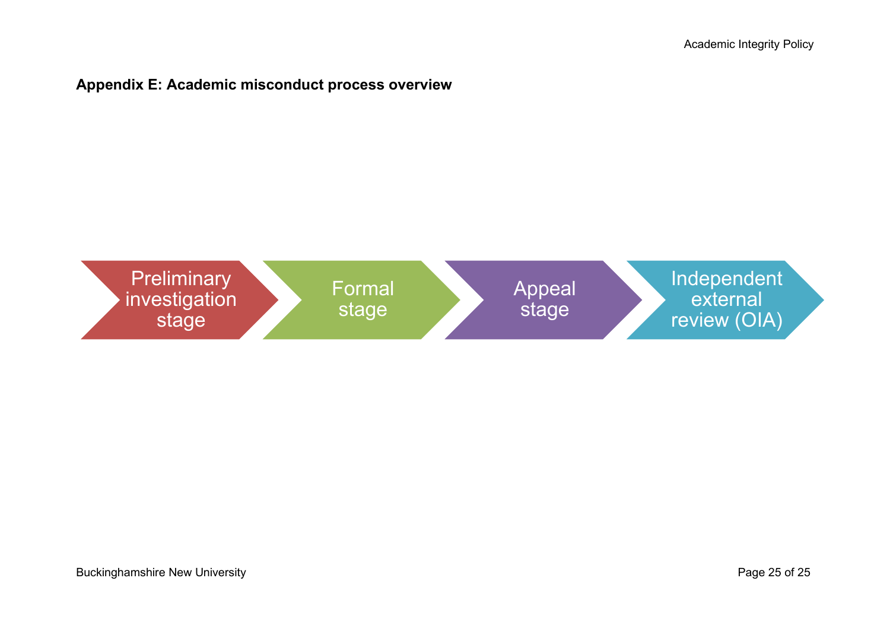**Appendix E: Academic misconduct process overview**

Preliminary investigation stage

Formal stage

Appeal stage

Independent external review (OIA)